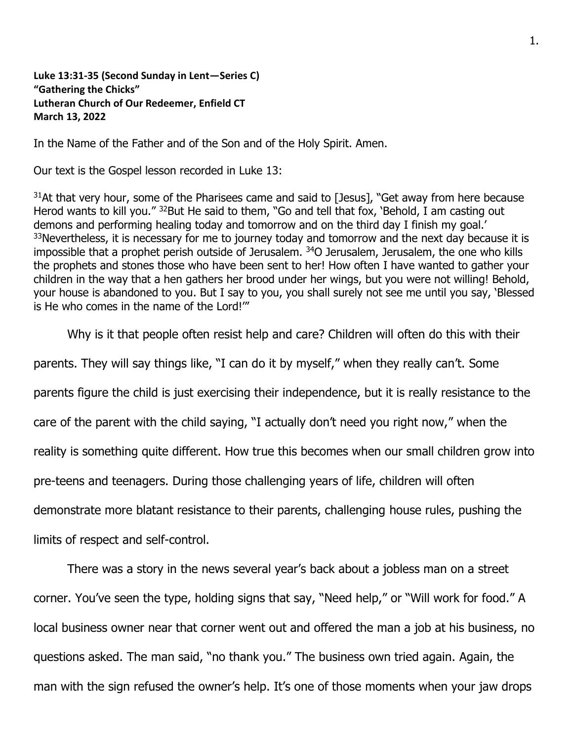**Luke 13:31-35 (Second Sunday in Lent—Series C)**
**"Gathering the Chicks"**
**Lutheran Church of Our Redeemer, Enfield CT**
**March 13, 2022**

In the Name of the Father and of the Son and of the Holy Spirit. Amen.

Our text is the Gospel lesson recorded in Luke 13:

[31]At that very hour, some of the Pharisees came and said to [Jesus], "Get away from here because Herod wants to kill you." [32]But He said to them, "Go and tell that fox, 'Behold, I am casting out demons and performing healing today and tomorrow and on the third day I finish my goal.' [33]Nevertheless, it is necessary for me to journey today and tomorrow and the next day because it is impossible that a prophet perish outside of Jerusalem. [34]O Jerusalem, Jerusalem, the one who kills the prophets and stones those who have been sent to her! How often I have wanted to gather your children in the way that a hen gathers her brood under her wings, but you were not willing! Behold, your house is abandoned to you. But I say to you, you shall surely not see me until you say, 'Blessed is He who comes in the name of the Lord!'"

Why is it that people often resist help and care? Children will often do this with their parents. They will say things like, "I can do it by myself," when they really can't. Some parents figure the child is just exercising their independence, but it is really resistance to the care of the parent with the child saying, "I actually don't need you right now," when the reality is something quite different. How true this becomes when our small children grow into pre-teens and teenagers. During those challenging years of life, children will often demonstrate more blatant resistance to their parents, challenging house rules, pushing the limits of respect and self-control.

There was a story in the news several year's back about a jobless man on a street corner. You've seen the type, holding signs that say, "Need help," or "Will work for food." A local business owner near that corner went out and offered the man a job at his business, no questions asked. The man said, "no thank you." The business own tried again. Again, the man with the sign refused the owner's help. It's one of those moments when your jaw drops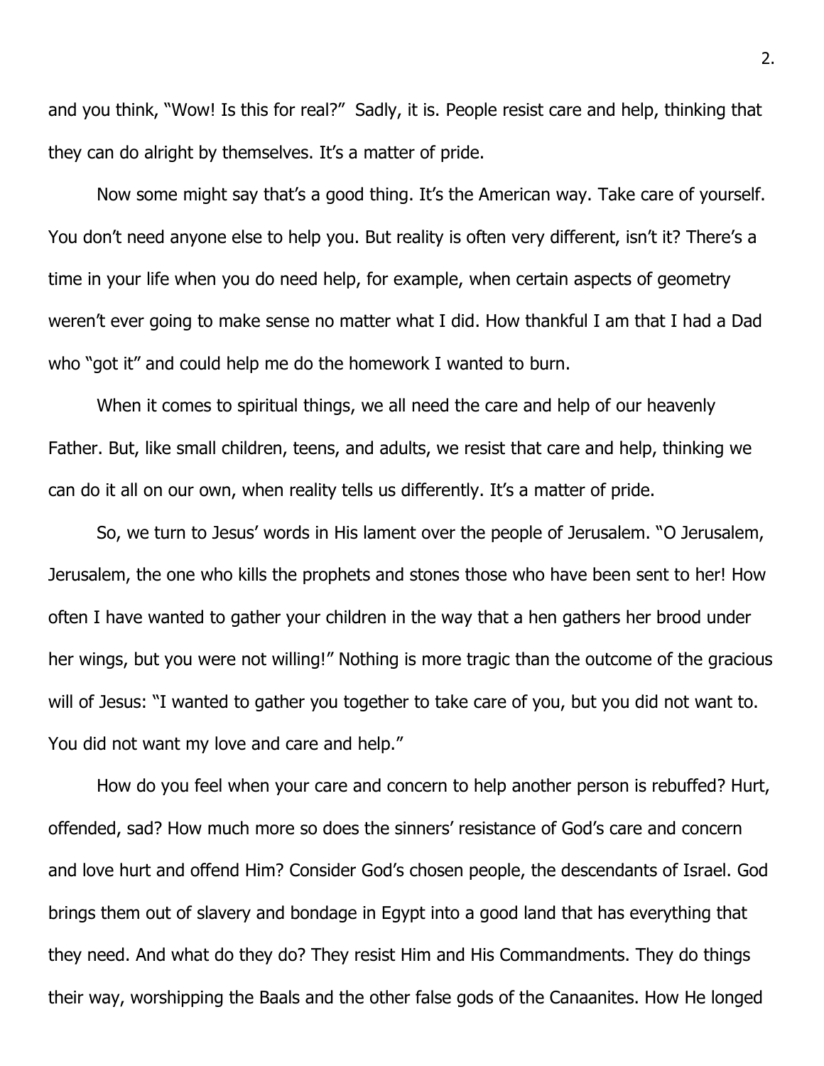and you think, "Wow! Is this for real?"  Sadly, it is. People resist care and help, thinking that they can do alright by themselves. It's a matter of pride.

Now some might say that's a good thing. It's the American way. Take care of yourself. You don't need anyone else to help you. But reality is often very different, isn't it? There's a time in your life when you do need help, for example, when certain aspects of geometry weren't ever going to make sense no matter what I did. How thankful I am that I had a Dad who "got it" and could help me do the homework I wanted to burn.

When it comes to spiritual things, we all need the care and help of our heavenly Father. But, like small children, teens, and adults, we resist that care and help, thinking we can do it all on our own, when reality tells us differently. It's a matter of pride.

So, we turn to Jesus' words in His lament over the people of Jerusalem. "O Jerusalem, Jerusalem, the one who kills the prophets and stones those who have been sent to her! How often I have wanted to gather your children in the way that a hen gathers her brood under her wings, but you were not willing!" Nothing is more tragic than the outcome of the gracious will of Jesus: "I wanted to gather you together to take care of you, but you did not want to. You did not want my love and care and help."

How do you feel when your care and concern to help another person is rebuffed? Hurt, offended, sad? How much more so does the sinners' resistance of God's care and concern and love hurt and offend Him? Consider God's chosen people, the descendants of Israel. God brings them out of slavery and bondage in Egypt into a good land that has everything that they need. And what do they do? They resist Him and His Commandments. They do things their way, worshipping the Baals and the other false gods of the Canaanites. How He longed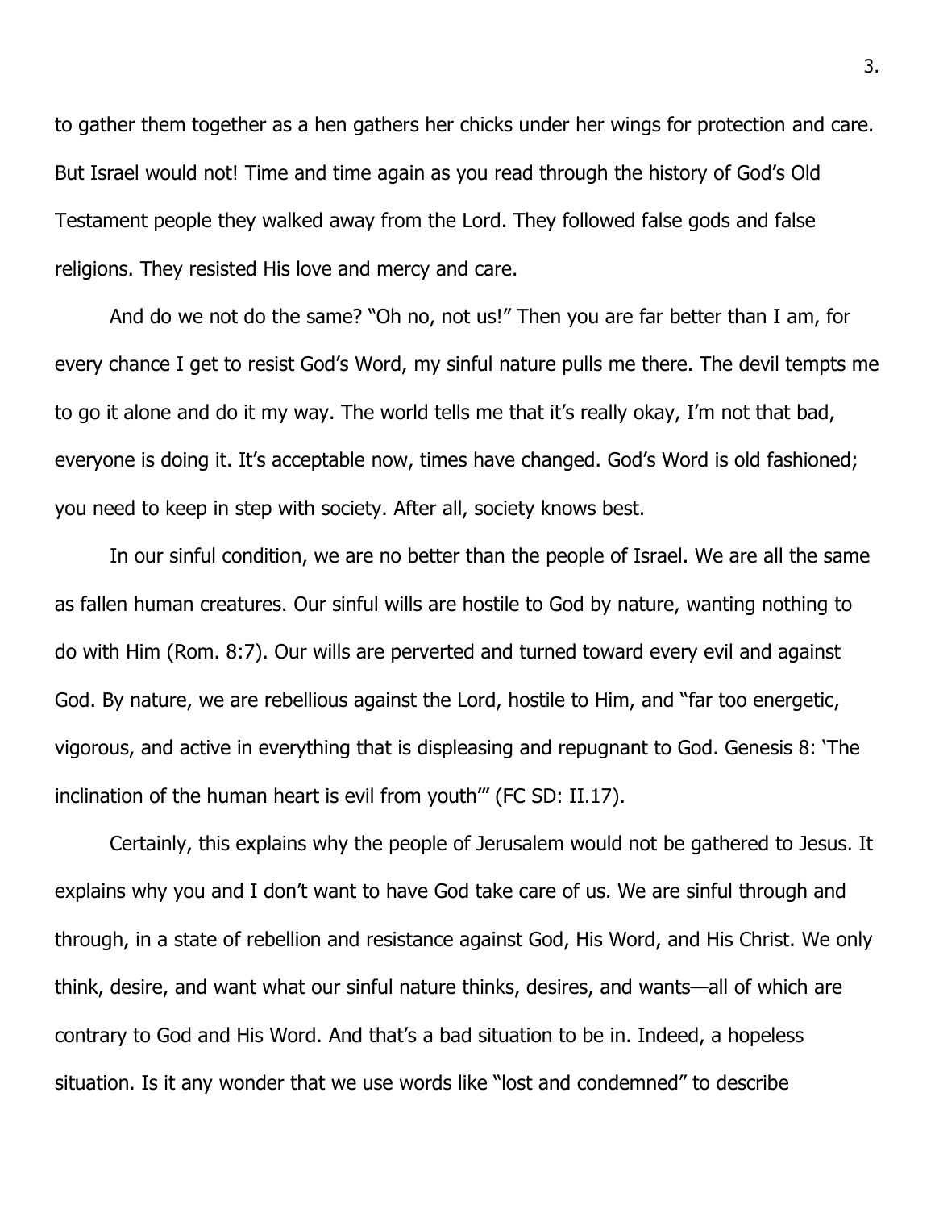to gather them together as a hen gathers her chicks under her wings for protection and care. But Israel would not! Time and time again as you read through the history of God's Old Testament people they walked away from the Lord. They followed false gods and false religions. They resisted His love and mercy and care.

And do we not do the same? "Oh no, not us!" Then you are far better than I am, for every chance I get to resist God's Word, my sinful nature pulls me there. The devil tempts me to go it alone and do it my way. The world tells me that it's really okay, I'm not that bad, everyone is doing it. It's acceptable now, times have changed. God's Word is old fashioned; you need to keep in step with society. After all, society knows best.

In our sinful condition, we are no better than the people of Israel. We are all the same as fallen human creatures. Our sinful wills are hostile to God by nature, wanting nothing to do with Him (Rom. 8:7). Our wills are perverted and turned toward every evil and against God. By nature, we are rebellious against the Lord, hostile to Him, and "far too energetic, vigorous, and active in everything that is displeasing and repugnant to God. Genesis 8: 'The inclination of the human heart is evil from youth'" (FC SD: II.17).

Certainly, this explains why the people of Jerusalem would not be gathered to Jesus. It explains why you and I don't want to have God take care of us. We are sinful through and through, in a state of rebellion and resistance against God, His Word, and His Christ. We only think, desire, and want what our sinful nature thinks, desires, and wants—all of which are contrary to God and His Word. And that's a bad situation to be in. Indeed, a hopeless situation. Is it any wonder that we use words like "lost and condemned" to describe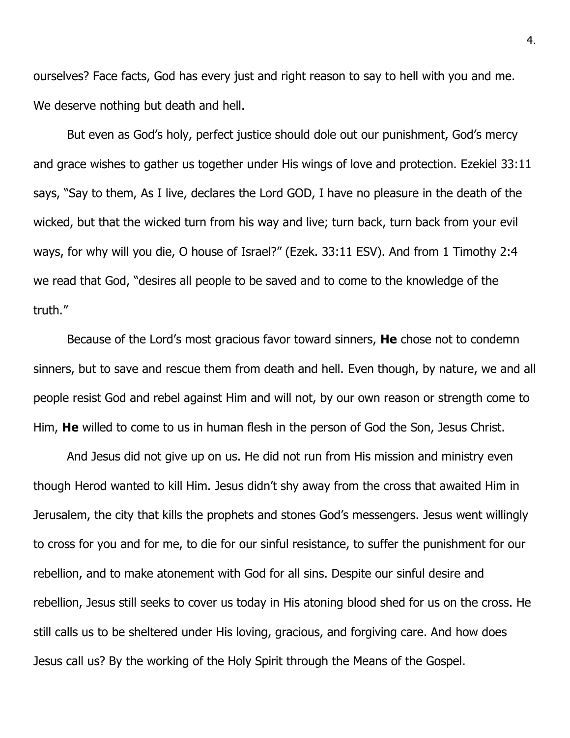ourselves? Face facts, God has every just and right reason to say to hell with you and me. We deserve nothing but death and hell.

But even as God's holy, perfect justice should dole out our punishment, God's mercy and grace wishes to gather us together under His wings of love and protection. Ezekiel 33:11 says, "Say to them, As I live, declares the Lord GOD, I have no pleasure in the death of the wicked, but that the wicked turn from his way and live; turn back, turn back from your evil ways, for why will you die, O house of Israel?" (Ezek. 33:11 ESV). And from 1 Timothy 2:4 we read that God, "desires all people to be saved and to come to the knowledge of the truth."

Because of the Lord's most gracious favor toward sinners, **He** chose not to condemn sinners, but to save and rescue them from death and hell. Even though, by nature, we and all people resist God and rebel against Him and will not, by our own reason or strength come to Him, **He** willed to come to us in human flesh in the person of God the Son, Jesus Christ.

And Jesus did not give up on us. He did not run from His mission and ministry even though Herod wanted to kill Him. Jesus didn't shy away from the cross that awaited Him in Jerusalem, the city that kills the prophets and stones God's messengers. Jesus went willingly to cross for you and for me, to die for our sinful resistance, to suffer the punishment for our rebellion, and to make atonement with God for all sins. Despite our sinful desire and rebellion, Jesus still seeks to cover us today in His atoning blood shed for us on the cross. He still calls us to be sheltered under His loving, gracious, and forgiving care. And how does Jesus call us? By the working of the Holy Spirit through the Means of the Gospel.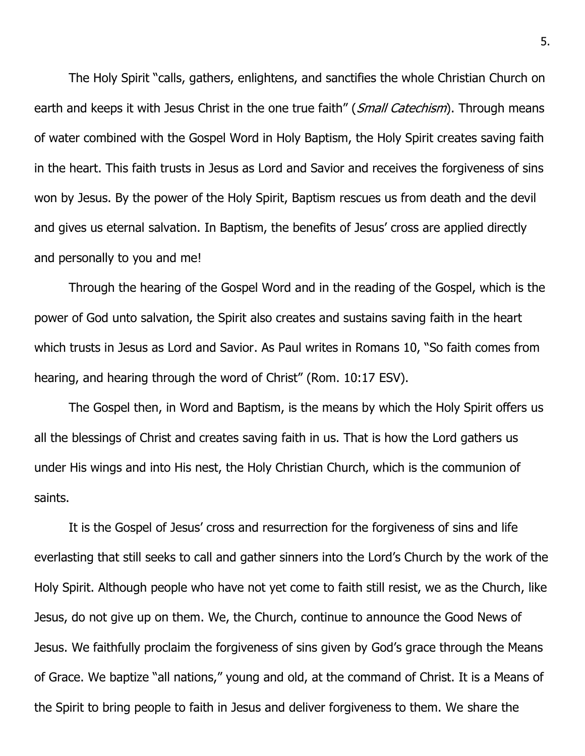The Holy Spirit "calls, gathers, enlightens, and sanctifies the whole Christian Church on earth and keeps it with Jesus Christ in the one true faith" (*Small Catechism*). Through means of water combined with the Gospel Word in Holy Baptism, the Holy Spirit creates saving faith in the heart. This faith trusts in Jesus as Lord and Savior and receives the forgiveness of sins won by Jesus. By the power of the Holy Spirit, Baptism rescues us from death and the devil and gives us eternal salvation. In Baptism, the benefits of Jesus' cross are applied directly and personally to you and me!

Through the hearing of the Gospel Word and in the reading of the Gospel, which is the power of God unto salvation, the Spirit also creates and sustains saving faith in the heart which trusts in Jesus as Lord and Savior. As Paul writes in Romans 10, "So faith comes from hearing, and hearing through the word of Christ" (Rom. 10:17 ESV).

The Gospel then, in Word and Baptism, is the means by which the Holy Spirit offers us all the blessings of Christ and creates saving faith in us. That is how the Lord gathers us under His wings and into His nest, the Holy Christian Church, which is the communion of saints.

It is the Gospel of Jesus' cross and resurrection for the forgiveness of sins and life everlasting that still seeks to call and gather sinners into the Lord's Church by the work of the Holy Spirit. Although people who have not yet come to faith still resist, we as the Church, like Jesus, do not give up on them. We, the Church, continue to announce the Good News of Jesus. We faithfully proclaim the forgiveness of sins given by God's grace through the Means of Grace. We baptize "all nations," young and old, at the command of Christ. It is a Means of the Spirit to bring people to faith in Jesus and deliver forgiveness to them. We share the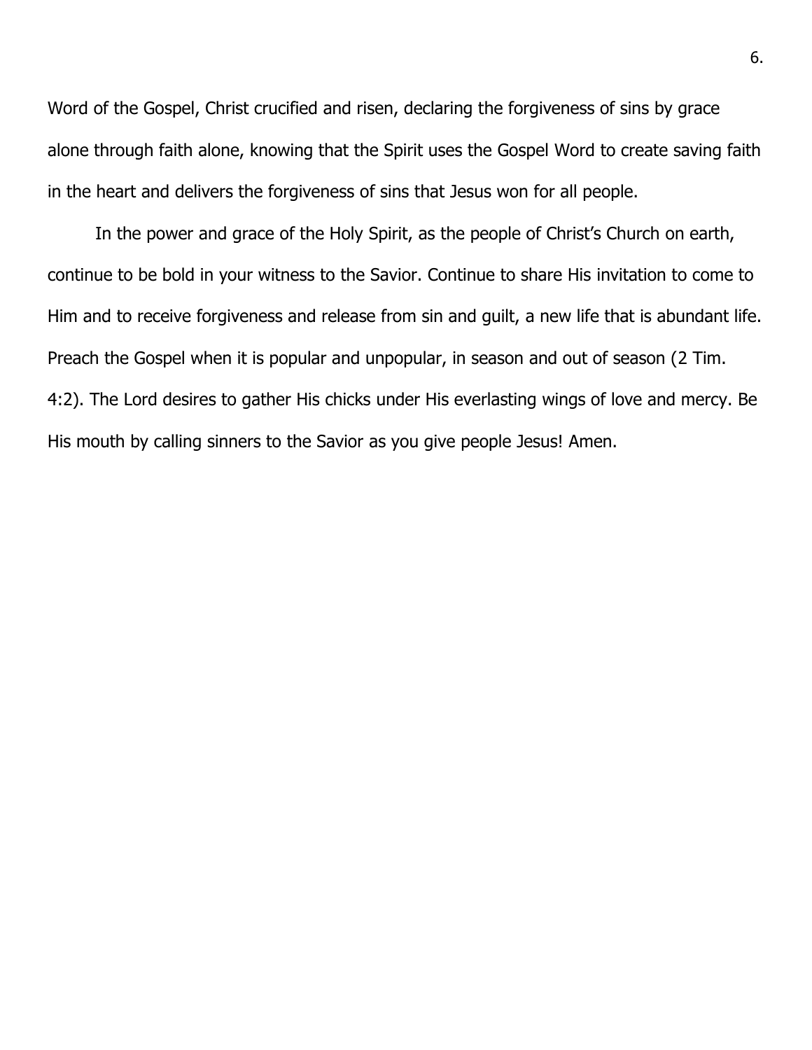Word of the Gospel, Christ crucified and risen, declaring the forgiveness of sins by grace alone through faith alone, knowing that the Spirit uses the Gospel Word to create saving faith in the heart and delivers the forgiveness of sins that Jesus won for all people.

In the power and grace of the Holy Spirit, as the people of Christ's Church on earth, continue to be bold in your witness to the Savior. Continue to share His invitation to come to Him and to receive forgiveness and release from sin and guilt, a new life that is abundant life. Preach the Gospel when it is popular and unpopular, in season and out of season (2 Tim. 4:2). The Lord desires to gather His chicks under His everlasting wings of love and mercy. Be His mouth by calling sinners to the Savior as you give people Jesus! Amen.